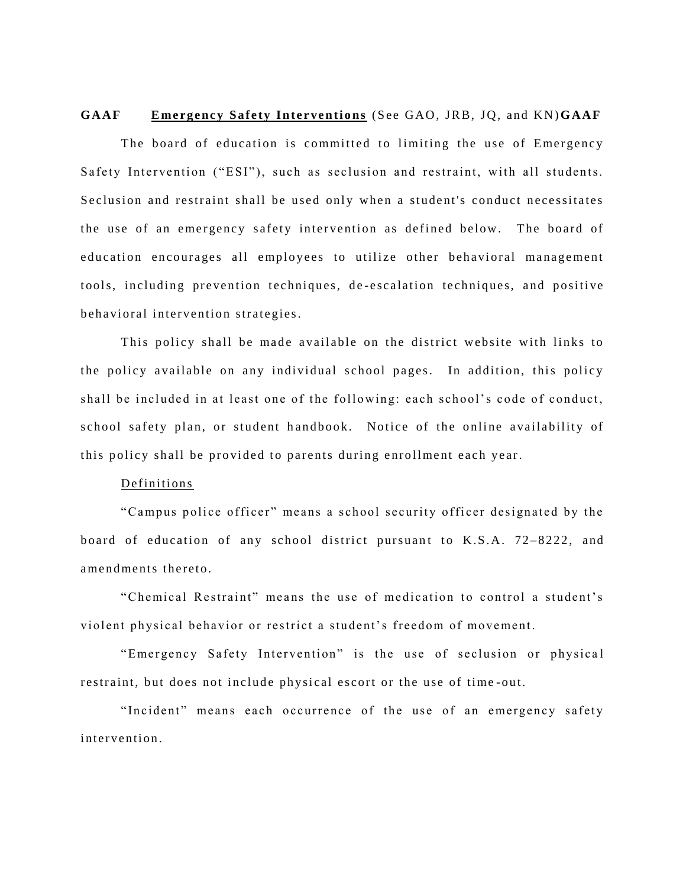# **GAAF Emergency Safety Interventions** (See GAO, JRB, JQ, and KN) **GAAF**

The board of education is committed to limiting the use of Emergency Safety Intervention ("ESI"), such as seclusion and restraint, with all students. Seclusion and restraint shall be used only when a student's conduct necessitates the use of an emergency safety intervention as defined below. The board of education encourages all employees to utilize other behavioral management tools, including prevention techniques, de-escalation techniques, and positive behavioral intervention strategies.

This policy shall be made available on the district website with links to the policy available on any individual school pages. In addition, this policy shall be included in at least one of the following: each school's code of conduct, school safety plan, or student handbook. Notice of the online availability of this policy shall be provided to parents during enrollment each year.

## Definitions

"Campus police officer" means a school security officer designated by the board of education of any school district pursuant to K.S.A. 72–8222, and amendments thereto.

"Chemical Restraint" means the use of medication to control a student's violent physical behavior or restrict a student's freedom of movement.

"Emergency Safety Intervention" is the use of seclusion or physical restraint, but does not include physical escort or the use of time-out.

"Incident" means each occurrence of the use of an emergency safety intervention.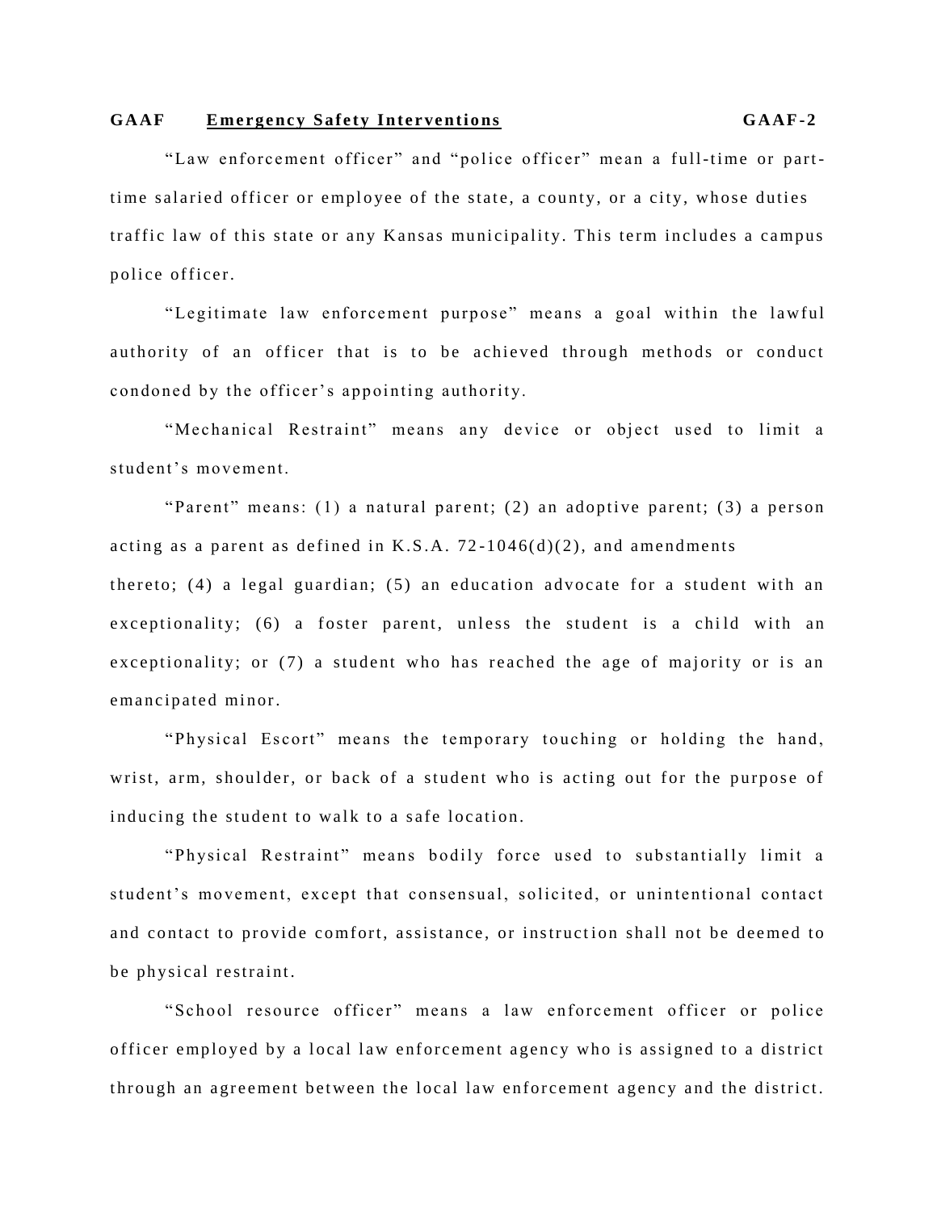"Law enforcement officer" and "police officer" mean a full-time or part-time salaried officer or employee of the state, a county, or a city, whose duties traffic law of this state or any Kansas municipality. This term includes a campus police officer.

"Legitimate law enforcement purpose" means a goal within the lawful authority of an officer that is to be achieved through methods or conduct condoned by the officer's appointing authority.

"Mechanical Restraint" means any device or object used to limit a student's movement.

"Parent" means: (1) a natural parent; (2) an adoptive parent; (3) a person acting as a parent as defined in K.S.A. 72-1046(d)(2), and amendments thereto; (4) a legal guardian; (5) an education advocate for a student with an exceptionality; (6) a foster parent, unless the student is a child with an exceptionality; or (7) a student who has reached the age of majority or is an emancipated minor.

"Physical Escort" means the temporary touching or holding the hand, wrist, arm, shoulder, or back of a student who is acting out for the purpose of inducing the student to walk to a safe location.

"Physical Restraint" means bodily force used to substantially limit a student's movement, except that consensual, solicited, or unintentional contact and contact to provide comfort, assistance, or instruction shall not be deemed to be physical restraint.

"School resource officer" means a law enforcement officer or police officer employed by a local law enforcement agency who is assigned to a district through an agreement between the local law enforcement agency and the district.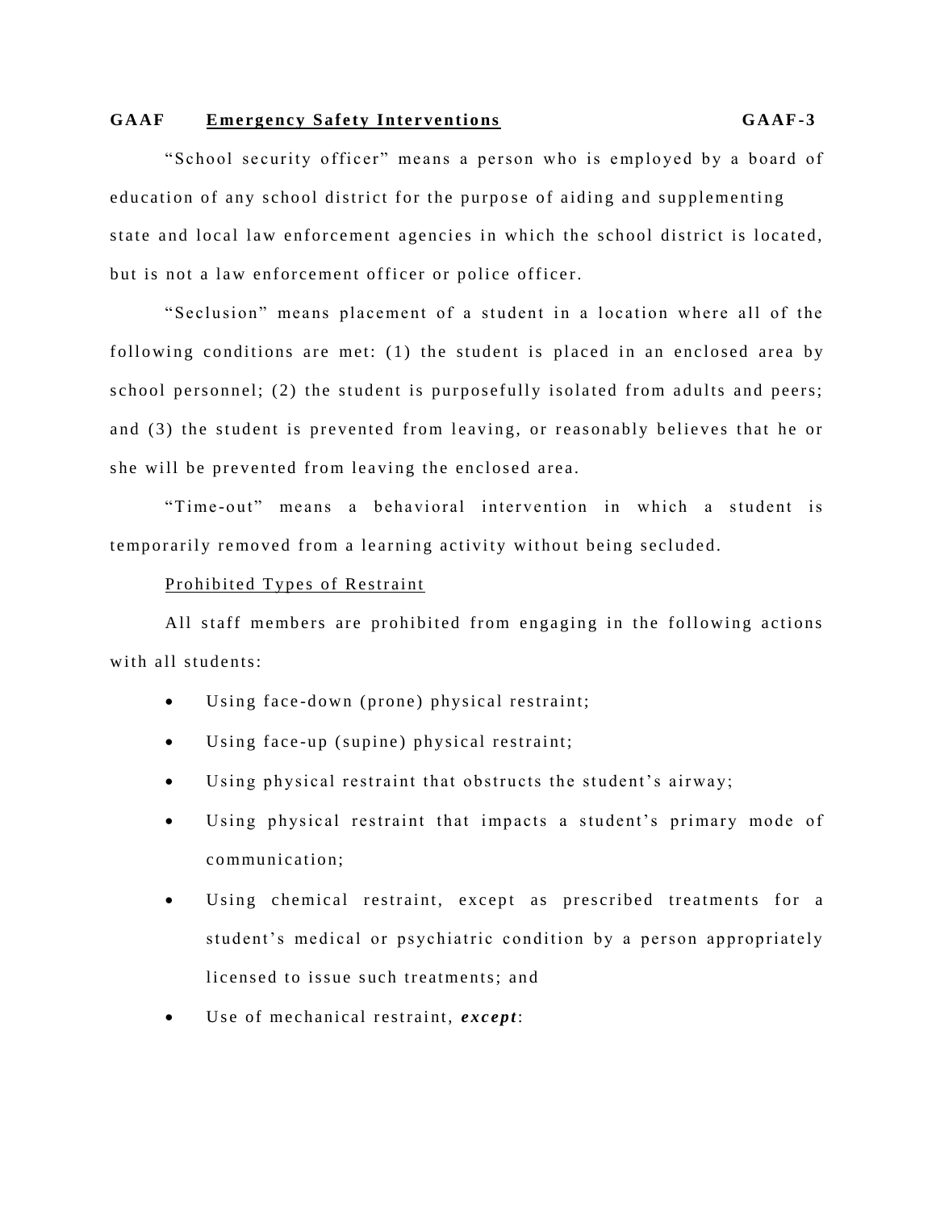"School security officer" means a person who is employed by a board of education of any school district for the purpose of aiding and supplementing state and local law enforcement agencies in which the school district is located, but is not a law enforcement officer or police officer.

"Seclusion" means placement of a student in a location where all of the following conditions are met: (1) the student is placed in an enclosed area by school personnel; (2) the student is purposefully isolated from adults and peers; and (3) the student is prevented from leaving, or reasonably believes that he or she will be prevented from leaving the enclosed area.

"Time-out" means a behavioral intervention in which a student is temporarily removed from a learning activity without being secluded.

<u>Prohibited Types of Restraint</u>

All staff members are prohibited from engaging in the following actions with all students:

- Using face-down (prone) physical restraint;
- Using face-up (supine) physical restraint;
- Using physical restraint that obstructs the student's airway;
- Using physical restraint that impacts a student's primary mode of communication;
- Using chemical restraint, except as prescribed treatments for a student's medical or psychiatric condition by a person appropriately licensed to issue such treatments; and
- Use of mechanical restraint, ***except***: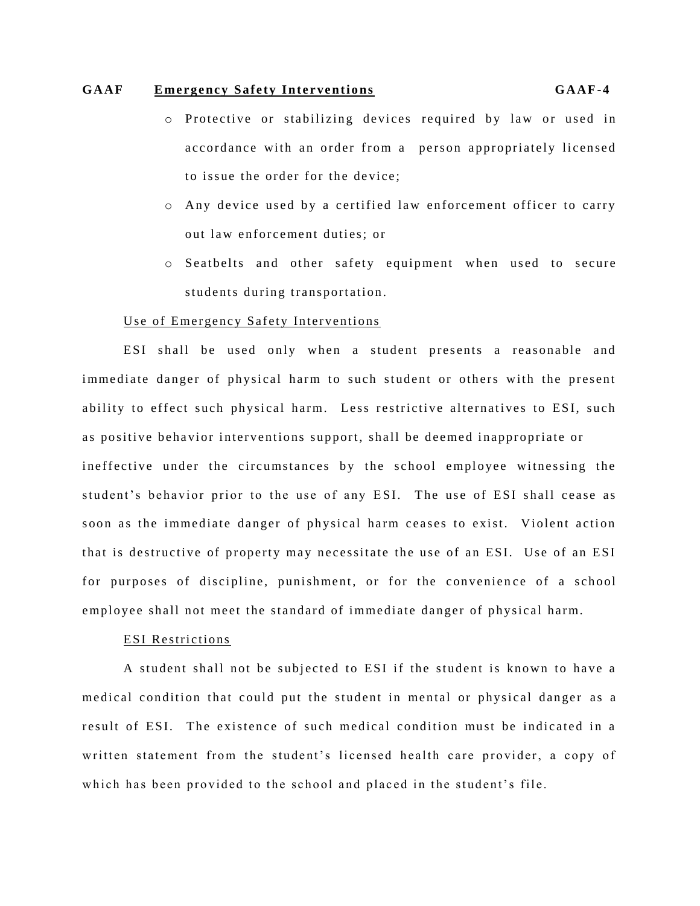- Protective or stabilizing devices required by law or used in accordance with an order from a person appropriately licensed to issue the order for the device;
- Any device used by a certified law enforcement officer to carry out law enforcement duties; or
- Seatbelts and other safety equipment when used to secure students during transportation.

Use of Emergency Safety Interventions

ESI shall be used only when a student presents a reasonable and immediate danger of physical harm to such student or others with the present ability to effect such physical harm. Less restrictive alternatives to ESI, such as positive behavior interventions support, shall be deemed inappropriate or ineffective under the circumstances by the school employee witnessing the student's behavior prior to the use of any ESI. The use of ESI shall cease as soon as the immediate danger of physical harm ceases to exist. Violent action that is destructive of property may necessitate the use of an ESI. Use of an ESI for purposes of discipline, punishment, or for the convenience of a school employee shall not meet the standard of immediate danger of physical harm.

ESI Restrictions

A student shall not be subjected to ESI if the student is known to have a medical condition that could put the student in mental or physical danger as a result of ESI. The existence of such medical condition must be indicated in a written statement from the student's licensed health care provider, a copy of which has been provided to the school and placed in the student's file.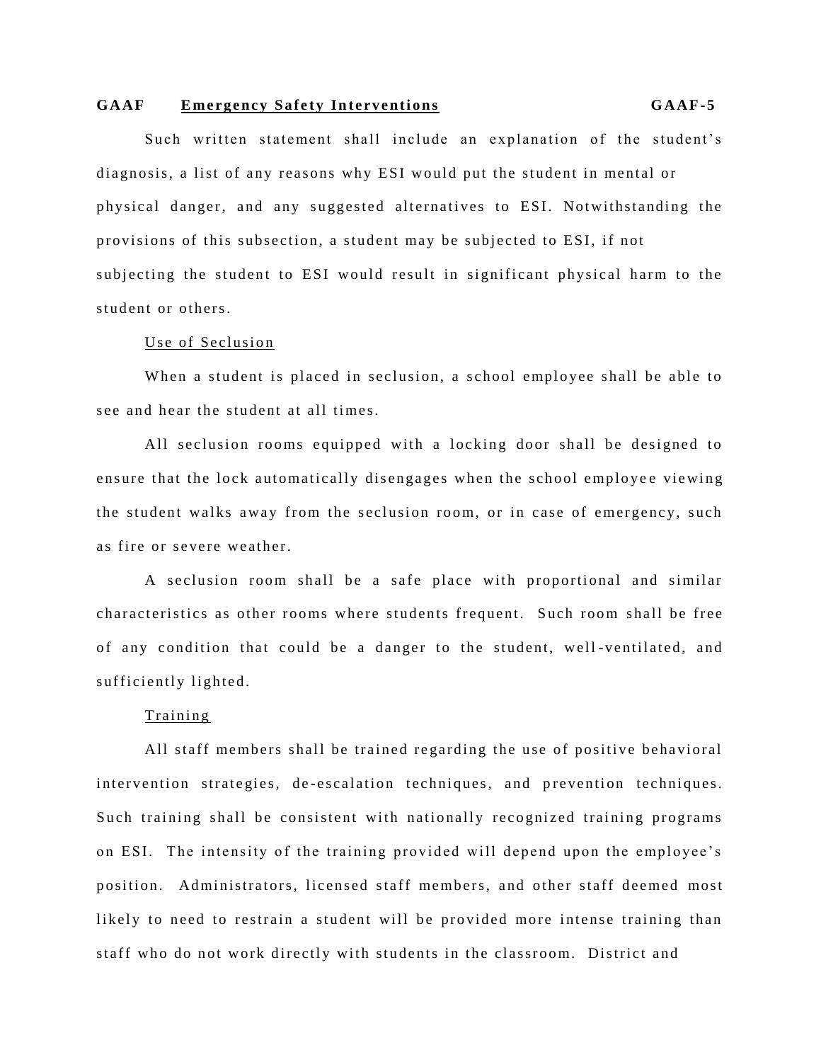Such written statement shall include an explanation of the student's diagnosis, a list of any reasons why ESI would put the student in mental or physical danger, and any suggested alternatives to ESI. Notwithstanding the provisions of this subsection, a student may be subjected to ESI, if not subjecting the student to ESI would result in significant physical harm to the student or others.

### Use of Seclusion

When a student is placed in seclusion, a school employee shall be able to see and hear the student at all times.

All seclusion rooms equipped with a locking door shall be designed to ensure that the lock automatically disengages when the school employee viewing the student walks away from the seclusion room, or in case of emergency, such as fire or severe weather.

A seclusion room shall be a safe place with proportional and similar characteristics as other rooms where students frequent. Such room shall be free of any condition that could be a danger to the student, well-ventilated, and sufficiently lighted.

### Training

All staff members shall be trained regarding the use of positive behavioral intervention strategies, de-escalation techniques, and prevention techniques. Such training shall be consistent with nationally recognized training programs on ESI. The intensity of the training provided will depend upon the employee's position. Administrators, licensed staff members, and other staff deemed most likely to need to restrain a student will be provided more intense training than staff who do not work directly with students in the classroom. District and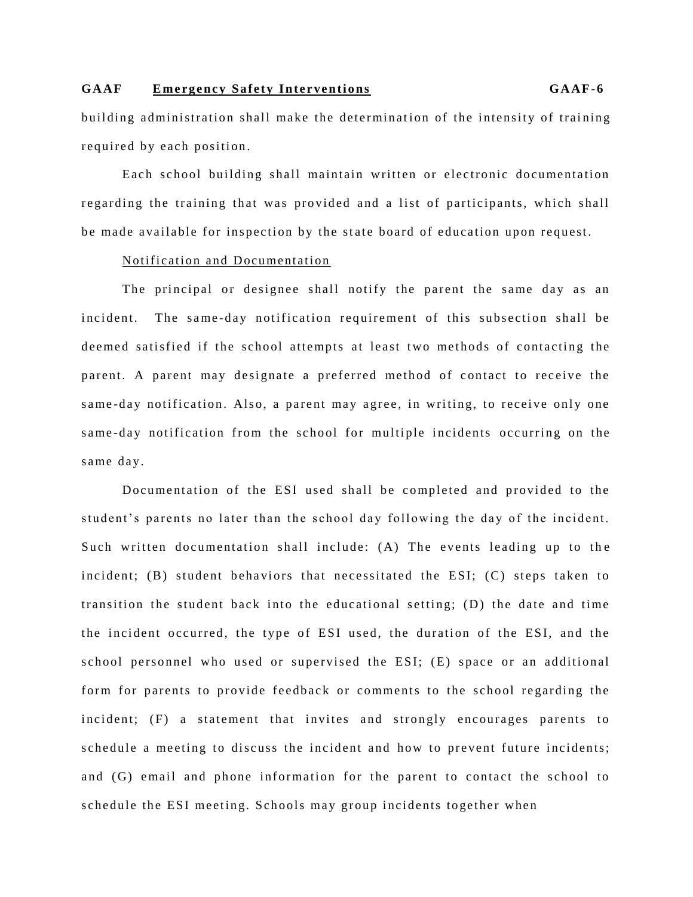building administration shall make the determination of the intensity of training required by each position.

Each school building shall maintain written or electronic documentation regarding the training that was provided and a list of participants, which shall be made available for inspection by the state board of education upon request.

Notification and Documentation

The principal or designee shall notify the parent the same day as an incident. The same-day notification requirement of this subsection shall be deemed satisfied if the school attempts at least two methods of contacting the parent. A parent may designate a preferred method of contact to receive the same-day notification. Also, a parent may agree, in writing, to receive only one same-day notification from the school for multiple incidents occurring on the same day.

Documentation of the ESI used shall be completed and provided to the student's parents no later than the school day following the day of the incident. Such written documentation shall include: (A) The events leading up to the incident; (B) student behaviors that necessitated the ESI; (C) steps taken to transition the student back into the educational setting; (D) the date and time the incident occurred, the type of ESI used, the duration of the ESI, and the school personnel who used or supervised the ESI; (E) space or an additional form for parents to provide feedback or comments to the school regarding the incident; (F) a statement that invites and strongly encourages parents to schedule a meeting to discuss the incident and how to prevent future incidents; and (G) email and phone information for the parent to contact the school to schedule the ESI meeting. Schools may group incidents together when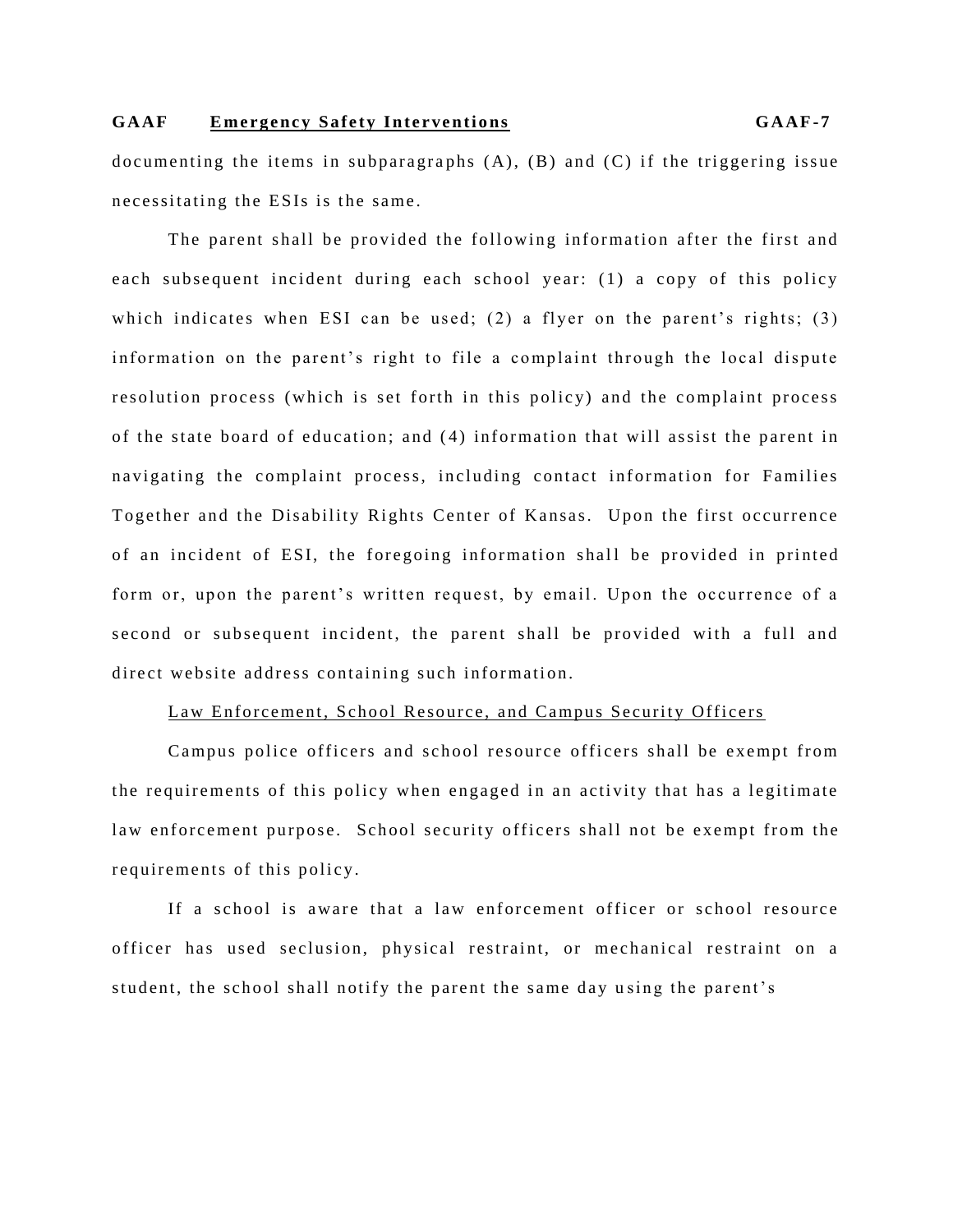documenting the items in subparagraphs (A), (B) and (C) if the triggering issue necessitating the ESIs is the same.

The parent shall be provided the following information after the first and each subsequent incident during each school year: (1) a copy of this policy which indicates when ESI can be used; (2) a flyer on the parent's rights; (3) information on the parent's right to file a complaint through the local dispute resolution process (which is set forth in this policy) and the complaint process of the state board of education; and (4) information that will assist the parent in navigating the complaint process, including contact information for Families Together and the Disability Rights Center of Kansas. Upon the first occurrence of an incident of ESI, the foregoing information shall be provided in printed form or, upon the parent's written request, by email. Upon the occurrence of a second or subsequent incident, the parent shall be provided with a full and direct website address containing such information.

Law Enforcement, School Resource, and Campus Security Officers

Campus police officers and school resource officers shall be exempt from the requirements of this policy when engaged in an activity that has a legitimate law enforcement purpose. School security officers shall not be exempt from the requirements of this policy.

If a school is aware that a law enforcement officer or school resource officer has used seclusion, physical restraint, or mechanical restraint on a student, the school shall notify the parent the same day using the parent's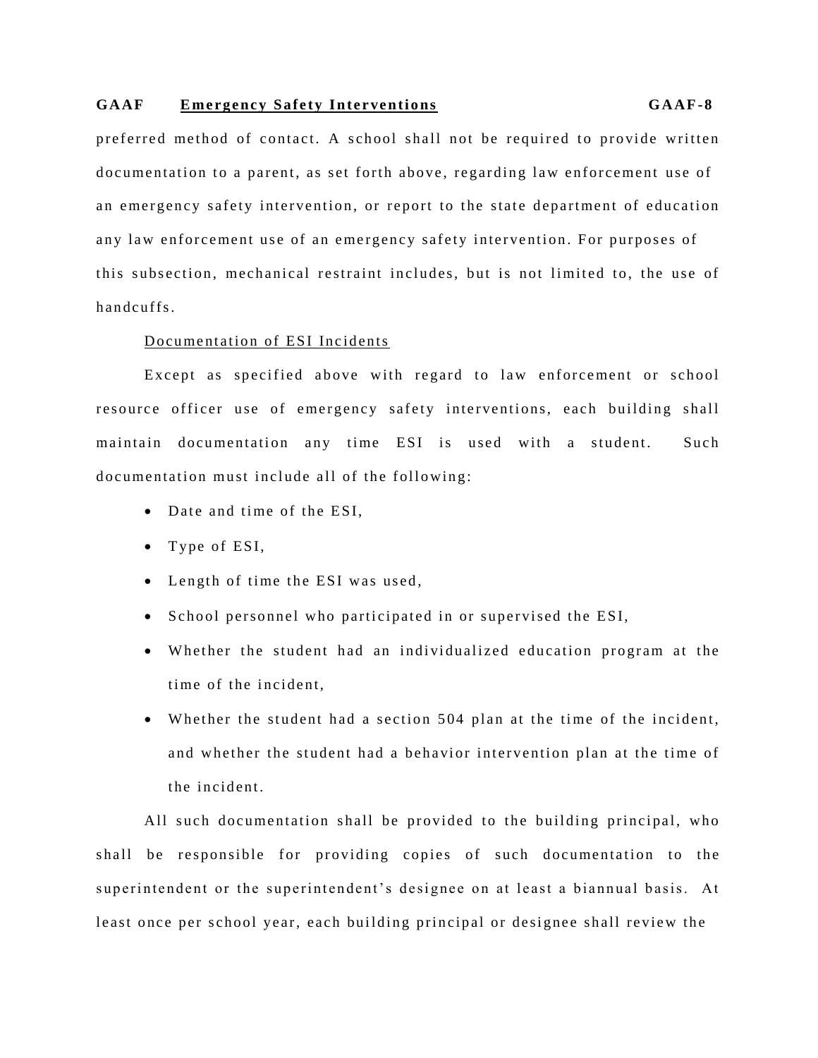preferred method of contact. A school shall not be required to provide written documentation to a parent, as set forth above, regarding law enforcement use of an emergency safety intervention, or report to the state department of education any law enforcement use of an emergency safety intervention. For purposes of this subsection, mechanical restraint includes, but is not limited to, the use of handcuffs.

<u>Documentation of ESI Incidents</u>

Except as specified above with regard to law enforcement or school resource officer use of emergency safety interventions, each building shall maintain documentation any time ESI is used with a student. Such documentation must include all of the following:

- Date and time of the ESI,
- Type of ESI,
- Length of time the ESI was used,
- School personnel who participated in or supervised the ESI,
- Whether the student had an individualized education program at the time of the incident,
- Whether the student had a section 504 plan at the time of the incident, and whether the student had a behavior intervention plan at the time of the incident.

All such documentation shall be provided to the building principal, who shall be responsible for providing copies of such documentation to the superintendent or the superintendent's designee on at least a biannual basis. At least once per school year, each building principal or designee shall review the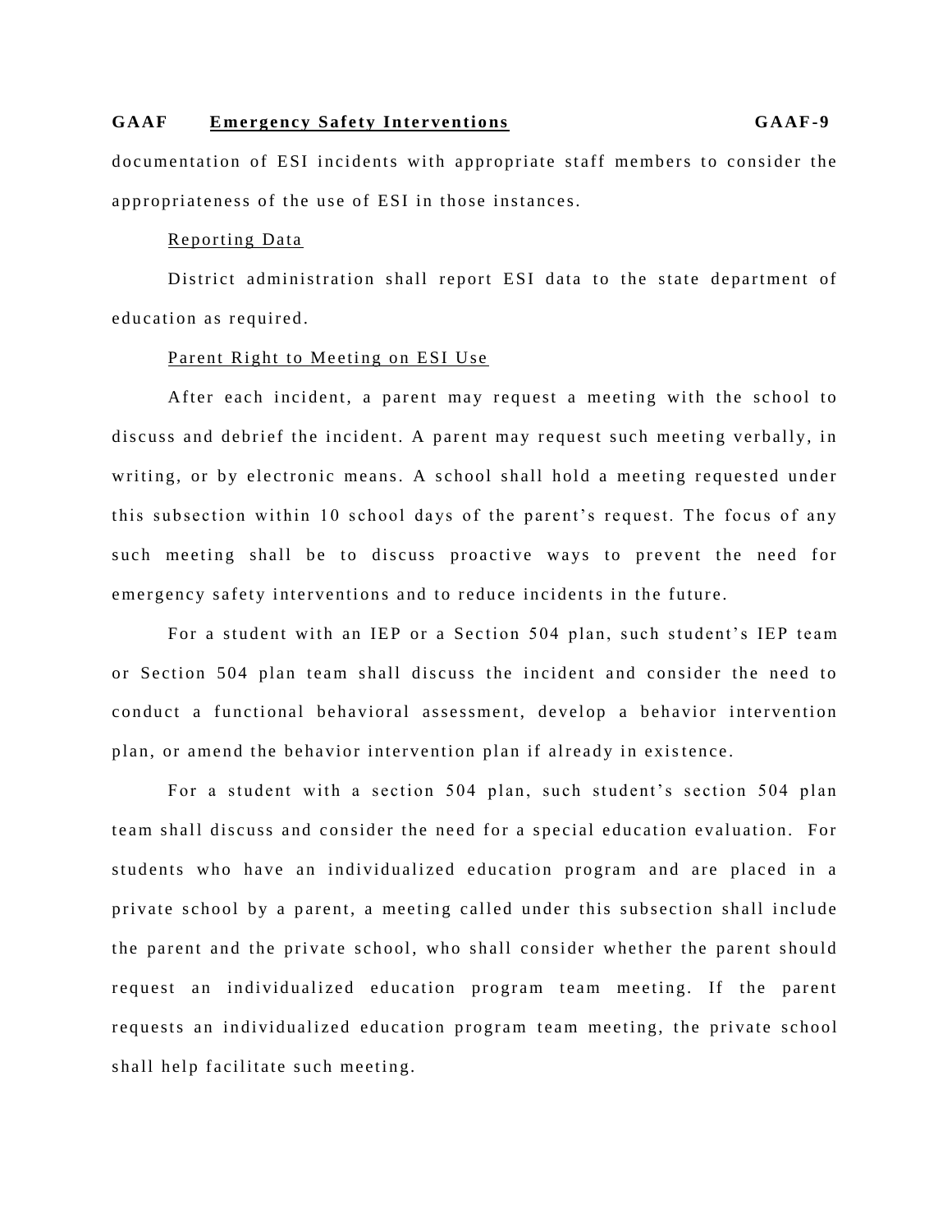documentation of ESI incidents with appropriate staff members to consider the appropriateness of the use of ESI in those instances.

Reporting Data

District administration shall report ESI data to the state department of education as required.

Parent Right to Meeting on ESI Use

After each incident, a parent may request a meeting with the school to discuss and debrief the incident. A parent may request such meeting verbally, in writing, or by electronic means. A school shall hold a meeting requested under this subsection within 10 school days of the parent's request. The focus of any such meeting shall be to discuss proactive ways to prevent the need for emergency safety interventions and to reduce incidents in the future.

For a student with an IEP or a Section 504 plan, such student's IEP team or Section 504 plan team shall discuss the incident and consider the need to conduct a functional behavioral assessment, develop a behavior intervention plan, or amend the behavior intervention plan if already in existence.

For a student with a section 504 plan, such student's section 504 plan team shall discuss and consider the need for a special education evaluation. For students who have an individualized education program and are placed in a private school by a parent, a meeting called under this subsection shall include the parent and the private school, who shall consider whether the parent should request an individualized education program team meeting. If the parent requests an individualized education program team meeting, the private school shall help facilitate such meeting.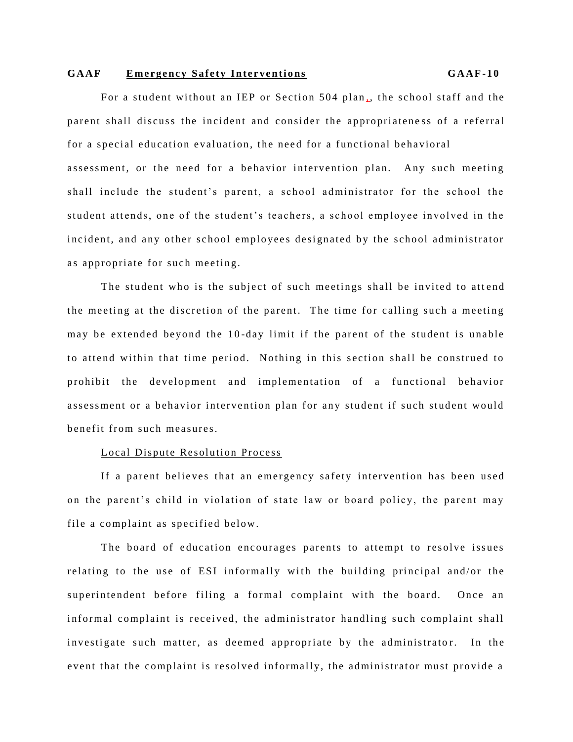For a student without an IEP or Section 504 plan,, the school staff and the parent shall discuss the incident and consider the appropriateness of a referral for a special education evaluation, the need for a functional behavioral assessment, or the need for a behavior intervention plan. Any such meeting shall include the student's parent, a school administrator for the school the student attends, one of the student's teachers, a school employee involved in the incident, and any other school employees designated by the school administrator as appropriate for such meeting.

The student who is the subject of such meetings shall be invited to attend the meeting at the discretion of the parent. The time for calling such a meeting may be extended beyond the 10-day limit if the parent of the student is unable to attend within that time period. Nothing in this section shall be construed to prohibit the development and implementation of a functional behavior assessment or a behavior intervention plan for any student if such student would benefit from such measures.

Local Dispute Resolution Process

If a parent believes that an emergency safety intervention has been used on the parent's child in violation of state law or board policy, the parent may file a complaint as specified below.

The board of education encourages parents to attempt to resolve issues relating to the use of ESI informally with the building principal and/or the superintendent before filing a formal complaint with the board. Once an informal complaint is received, the administrator handling such complaint shall investigate such matter, as deemed appropriate by the administrator. In the event that the complaint is resolved informally, the administrator must provide a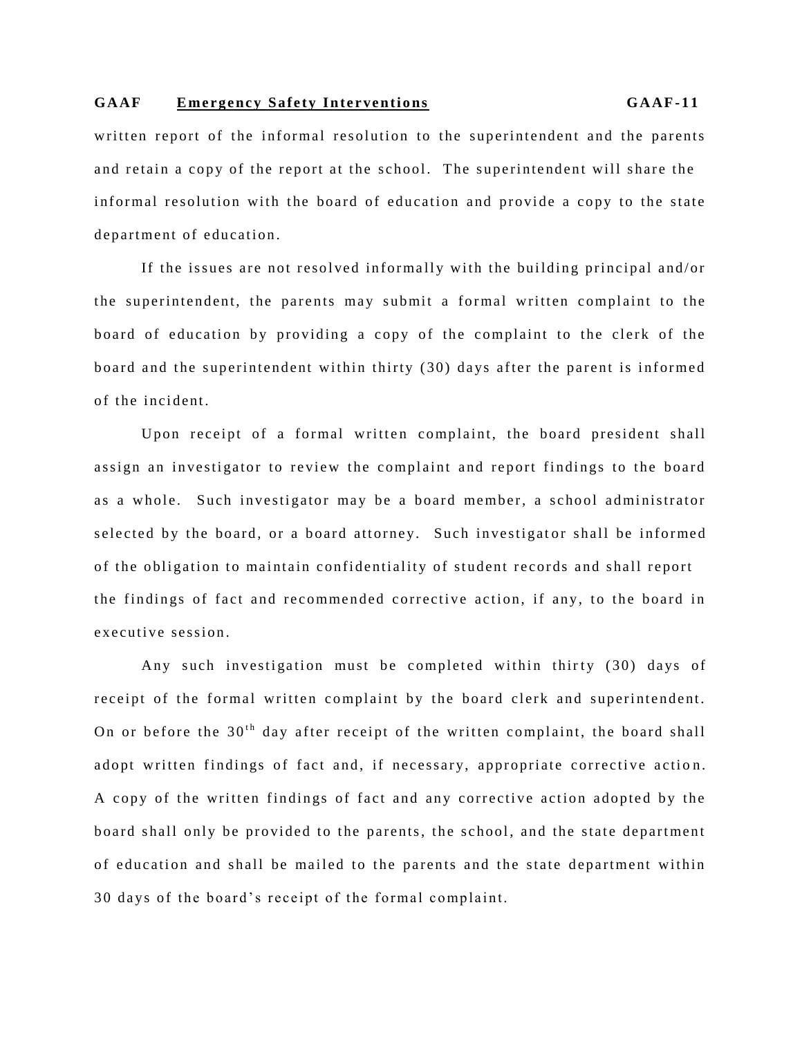written report of the informal resolution to the superintendent and the parents and retain a copy of the report at the school. The superintendent will share the informal resolution with the board of education and provide a copy to the state department of education.

If the issues are not resolved informally with the building principal and/or the superintendent, the parents may submit a formal written complaint to the board of education by providing a copy of the complaint to the clerk of the board and the superintendent within thirty (30) days after the parent is informed of the incident.

Upon receipt of a formal written complaint, the board president shall assign an investigator to review the complaint and report findings to the board as a whole. Such investigator may be a board member, a school administrator selected by the board, or a board attorney. Such investigator shall be informed of the obligation to maintain confidentiality of student records and shall report the findings of fact and recommended corrective action, if any, to the board in executive session.

Any such investigation must be completed within thirty (30) days of receipt of the formal written complaint by the board clerk and superintendent. On or before the 30th day after receipt of the written complaint, the board shall adopt written findings of fact and, if necessary, appropriate corrective action. A copy of the written findings of fact and any corrective action adopted by the board shall only be provided to the parents, the school, and the state department of education and shall be mailed to the parents and the state department within 30 days of the board's receipt of the formal complaint.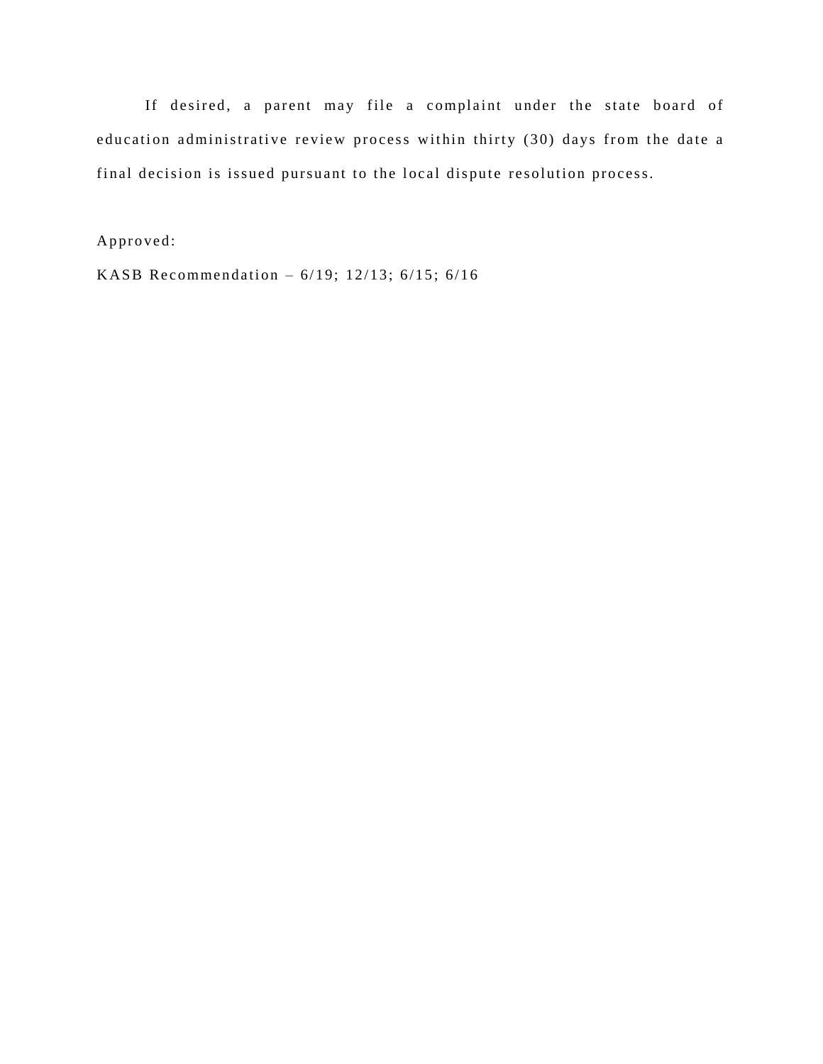If desired, a parent may file a complaint under the state board of education administrative review process within thirty (30) days from the date a final decision is issued pursuant to the local dispute resolution process.

Approved:

KASB Recommendation – 6/19; 12/13; 6/15; 6/16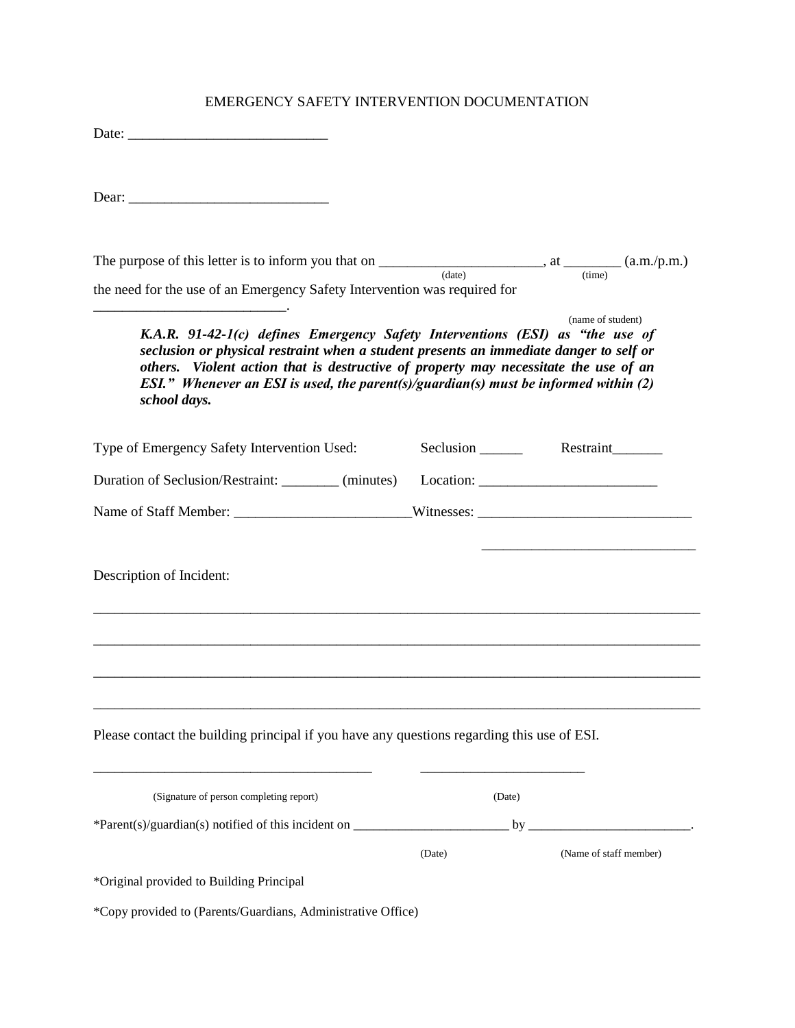# EMERGENCY SAFETY INTERVENTION DOCUMENTATION

Date: ___________________________

Dear: ___________________________

The purpose of this letter is to inform you that on ______________________, at ________ (a.m./p.m.)
(date) (time)

the need for the use of an Emergency Safety Intervention was required for __________________________.
(name of student)

> ***K.A.R. 91-42-1(c) defines Emergency Safety Interventions (ESI) as "the use of seclusion or physical restraint when a student presents an immediate danger to self or others. Violent action that is destructive of property may necessitate the use of an ESI." Whenever an ESI is used, the parent(s)/guardian(s) must be informed within (2) school days.***

Type of Emergency Safety Intervention Used: Seclusion ______ Restraint_______

Duration of Seclusion/Restraint: ________ (minutes) Location: ________________________

Name of Staff Member: ________________________Witnesses: _____________________________

_____________________________

Description of Incident:

___________________________________________________________________________________

___________________________________________________________________________________

___________________________________________________________________________________

___________________________________________________________________________________

Please contact the building principal if you have any questions regarding this use of ESI.

_______________________________________ _______________________

(Signature of person completing report) (Date)

*Parent(s)/guardian(s) notified of this incident on _______________________ by ________________________.

(Date) (Name of staff member)

*Original provided to Building Principal

*Copy provided to (Parents/Guardians, Administrative Office)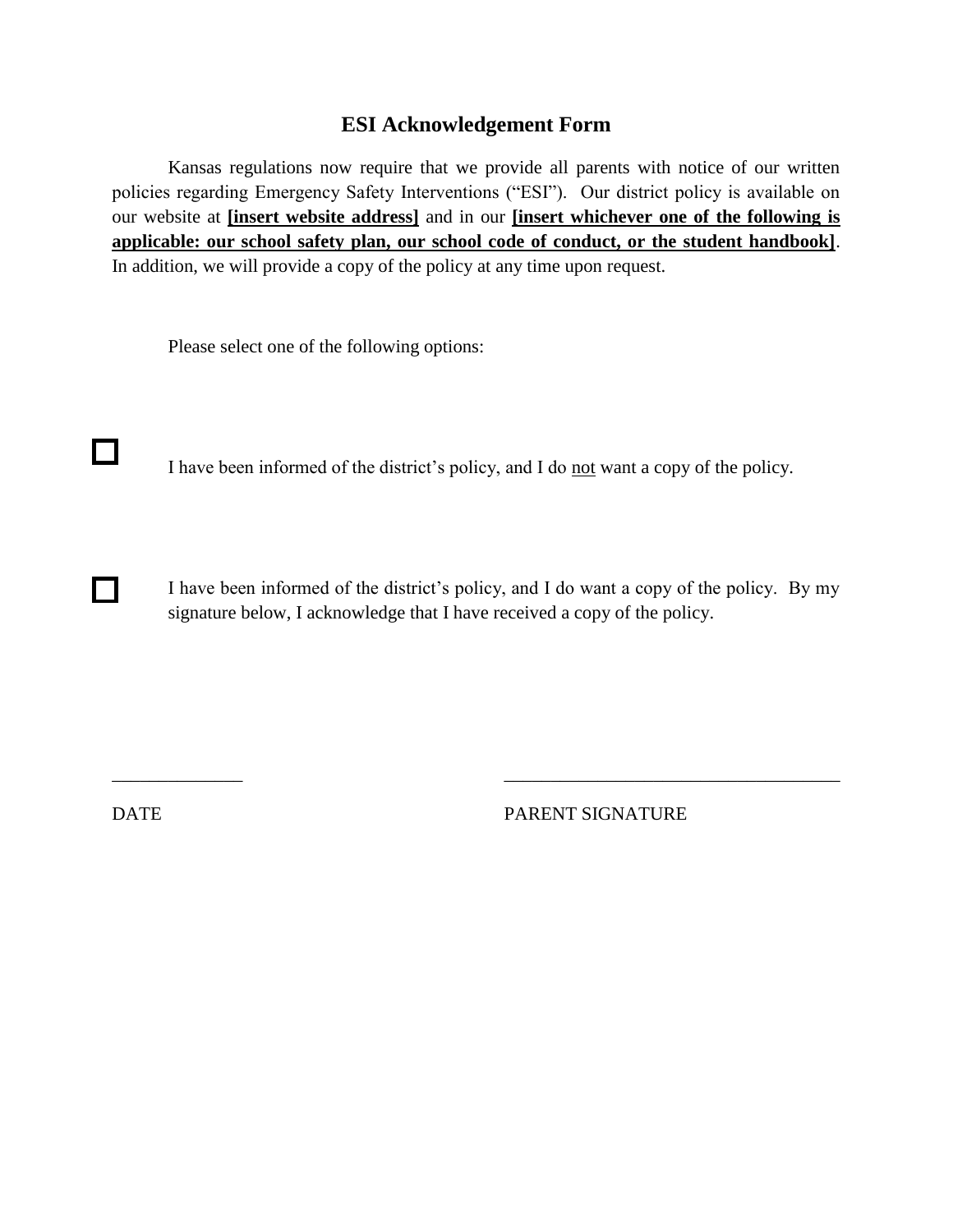# ESI Acknowledgement Form

Kansas regulations now require that we provide all parents with notice of our written policies regarding Emergency Safety Interventions ("ESI"). Our district policy is available on our website at **[insert website address]** and in our **[insert whichever one of the following is applicable: our school safety plan, our school code of conduct, or the student handbook]**. In addition, we will provide a copy of the policy at any time upon request.

Please select one of the following options:

☐ I have been informed of the district's policy, and I do not want a copy of the policy.

☐ I have been informed of the district's policy, and I do want a copy of the policy. By my signature below, I acknowledge that I have received a copy of the policy.

\_\_\_\_\_\_\_\_\_\_\_\_\_\_\_ \_\_\_\_\_\_\_\_\_\_\_\_\_\_\_\_\_\_\_\_\_\_\_\_\_\_\_\_\_\_\_\_\_\_\_\_

DATE PARENT SIGNATURE